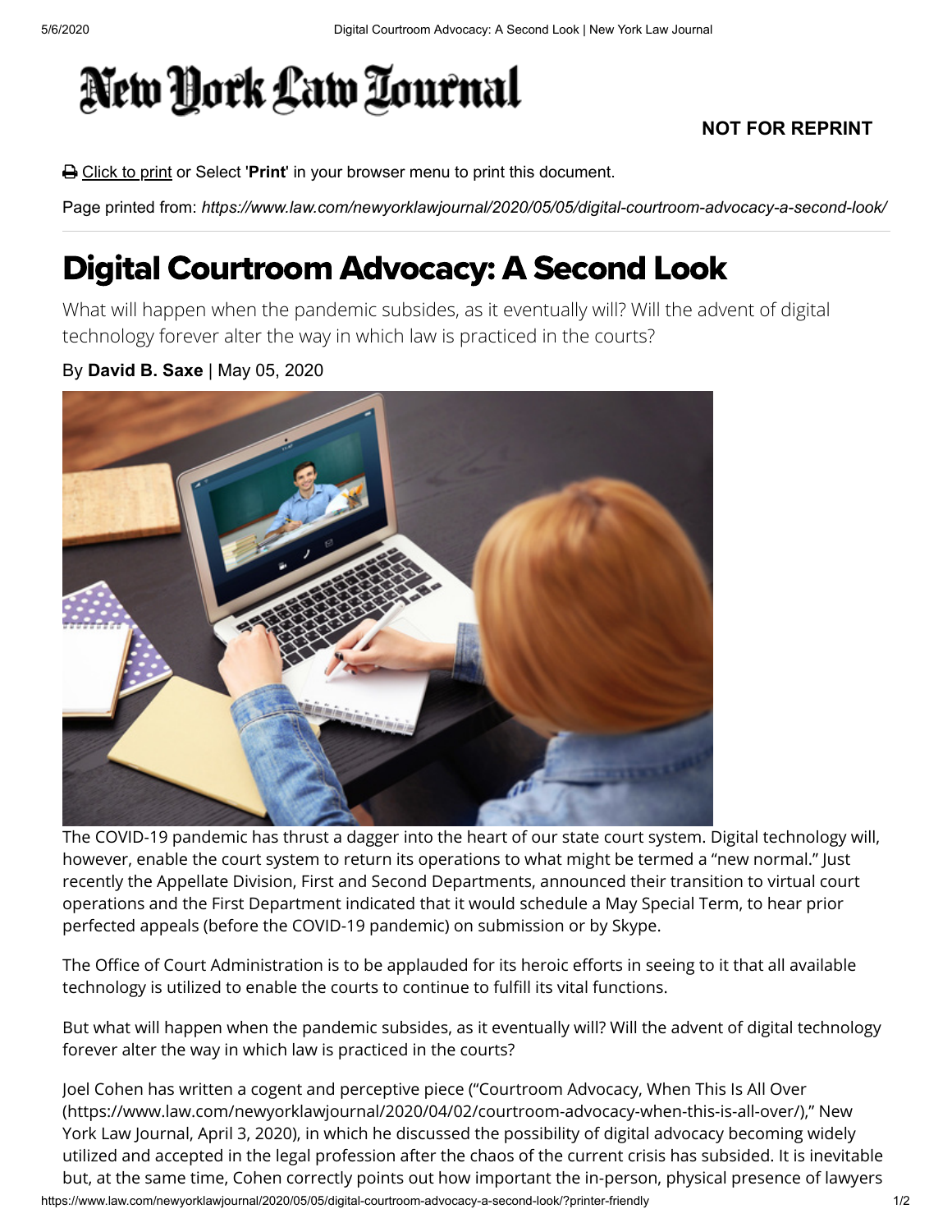# Digital Courtroom Advocacy: A Second Look

What will happen when the pandemic subsides, as it eventually will? Will the advent of digital technology forever alter the way in which law is practiced in the courts?

By **David B. Saxe** | May 05, 2020

The COVID-19 pandemic has thrust a dagger into the heart of our state court system. Digital technology will, however, enable the court system to return its operations to what might be termed a "new normal." Just recently the Appellate Division, First and Second Departments, announced their transition to virtual court operations and the First Department indicated that it would schedule a May Special Term, to hear prior perfected appeals (before the COVID-19 pandemic) on submission or by Skype.

The Office of Court Administration is to be applauded for its heroic efforts in seeing to it that all available technology is utilized to enable the courts to continue to fulfill its vital functions.

But what will happen when the pandemic subsides, as it eventually will? Will the advent of digital technology forever alter the way in which law is practiced in the courts?

Joel Cohen has written a cogent and perceptive piece ("Courtroom Advocacy, When This Is All Over (https://www.law.com/newyorklawjournal/2020/04/02/courtroom-advocacy-when-this-is-all-over/)," New York Law Journal, April 3, 2020), in which he discussed the possibility of digital advocacy becoming widely utilized and accepted in the legal profession after the chaos of the current crisis has subsided. It is inevitable but, at the same time, Cohen correctly points out how important the in-person, physical presence of lawyers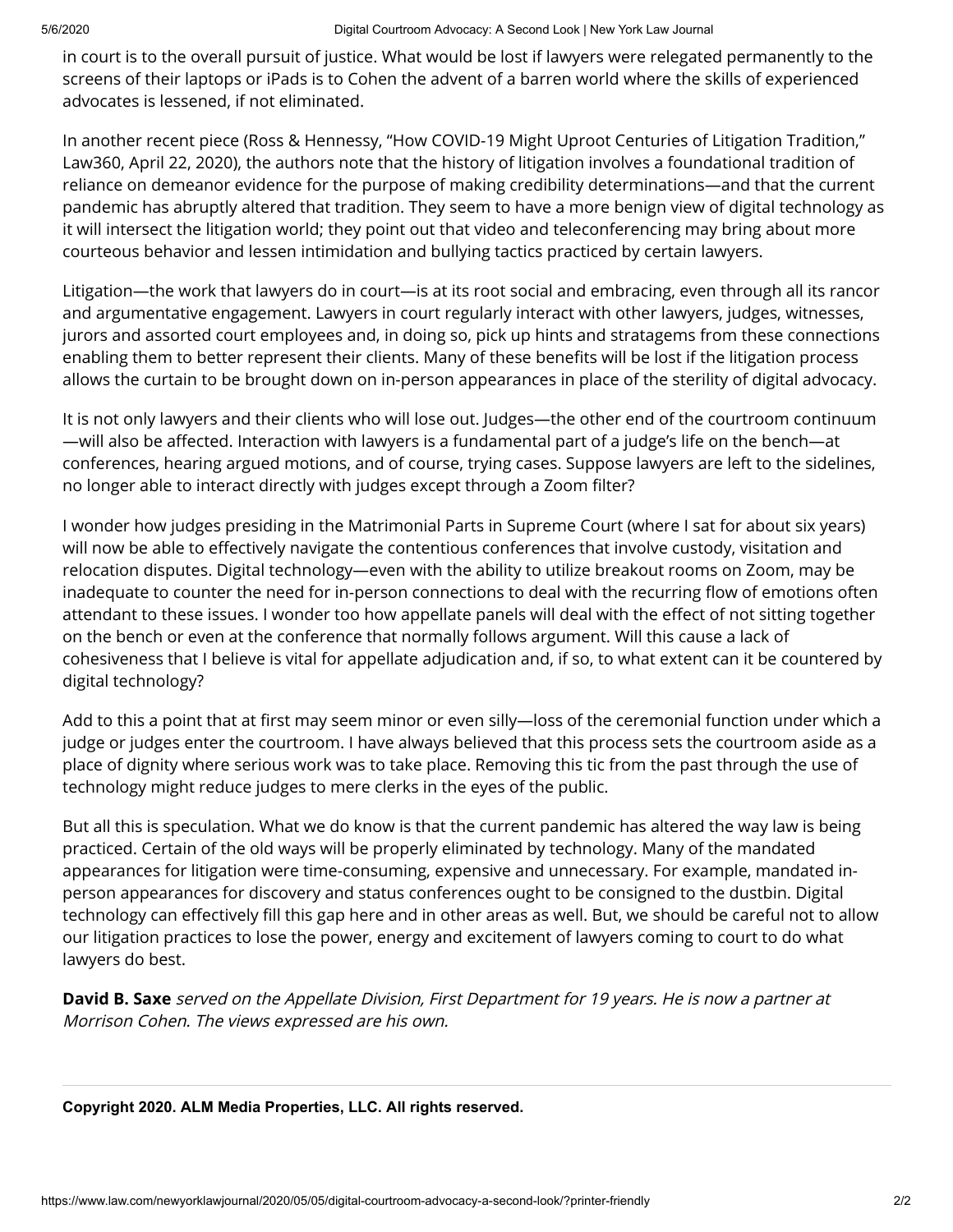in court is to the overall pursuit of justice. What would be lost if lawyers were relegated permanently to the screens of their laptops or iPads is to Cohen the advent of a barren world where the skills of experienced advocates is lessened, if not eliminated.

In another recent piece (Ross & Hennessy, "How COVID-19 Might Uproot Centuries of Litigation Tradition," Law360, April 22, 2020), the authors note that the history of litigation involves a foundational tradition of reliance on demeanor evidence for the purpose of making credibility determinations—and that the current pandemic has abruptly altered that tradition. They seem to have a more benign view of digital technology as it will intersect the litigation world; they point out that video and teleconferencing may bring about more courteous behavior and lessen intimidation and bullying tactics practiced by certain lawyers.

Litigation—the work that lawyers do in court—is at its root social and embracing, even through all its rancor and argumentative engagement. Lawyers in court regularly interact with other lawyers, judges, witnesses, jurors and assorted court employees and, in doing so, pick up hints and stratagems from these connections enabling them to better represent their clients. Many of these benefits will be lost if the litigation process allows the curtain to be brought down on in-person appearances in place of the sterility of digital advocacy.

It is not only lawyers and their clients who will lose out. Judges—the other end of the courtroom continuum—will also be affected. Interaction with lawyers is a fundamental part of a judge's life on the bench—at conferences, hearing argued motions, and of course, trying cases. Suppose lawyers are left to the sidelines, no longer able to interact directly with judges except through a Zoom filter?

I wonder how judges presiding in the Matrimonial Parts in Supreme Court (where I sat for about six years) will now be able to effectively navigate the contentious conferences that involve custody, visitation and relocation disputes. Digital technology—even with the ability to utilize breakout rooms on Zoom, may be inadequate to counter the need for in-person connections to deal with the recurring flow of emotions often attendant to these issues. I wonder too how appellate panels will deal with the effect of not sitting together on the bench or even at the conference that normally follows argument. Will this cause a lack of cohesiveness that I believe is vital for appellate adjudication and, if so, to what extent can it be countered by digital technology?

Add to this a point that at first may seem minor or even silly—loss of the ceremonial function under which a judge or judges enter the courtroom. I have always believed that this process sets the courtroom aside as a place of dignity where serious work was to take place. Removing this tic from the past through the use of technology might reduce judges to mere clerks in the eyes of the public.

But all this is speculation. What we do know is that the current pandemic has altered the way law is being practiced. Certain of the old ways will be properly eliminated by technology. Many of the mandated appearances for litigation were time-consuming, expensive and unnecessary. For example, mandated in-person appearances for discovery and status conferences ought to be consigned to the dustbin. Digital technology can effectively fill this gap here and in other areas as well. But, we should be careful not to allow our litigation practices to lose the power, energy and excitement of lawyers coming to court to do what lawyers do best.

**David B. Saxe** *served on the Appellate Division, First Department for 19 years. He is now a partner at Morrison Cohen. The views expressed are his own.*

**Copyright 2020. ALM Media Properties, LLC. All rights reserved.**